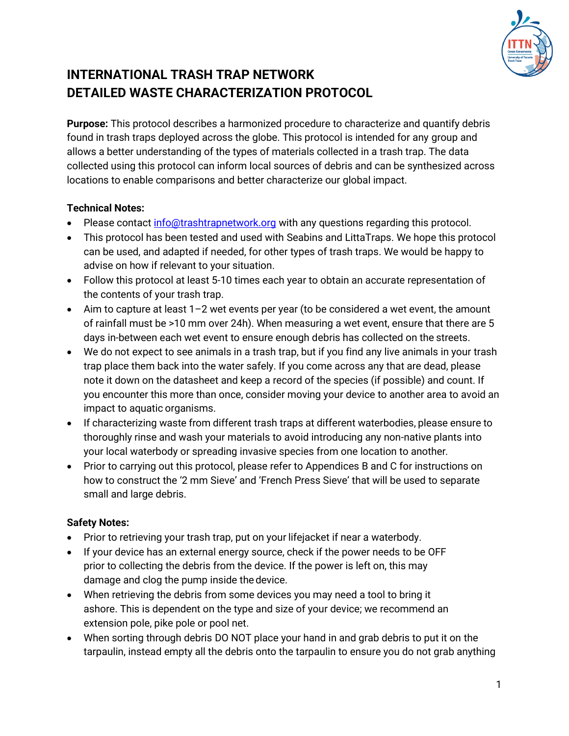# INTERNATIONAL TRASH TRAP NETWORK
# DETAILED WASTE CHARACTERIZATION PROTOCOL

**Purpose:** This protocol describes a harmonized procedure to characterize and quantify debris found in trash traps deployed across the globe. This protocol is intended for any group and allows a better understanding of the types of materials collected in a trash trap. The data collected using this protocol can inform local sources of debris and can be synthesized across locations to enable comparisons and better characterize our global impact.

**Technical Notes:**

- Please contact info@trashtrapnetwork.org with any questions regarding this protocol.
- This protocol has been tested and used with Seabins and LittaTraps. We hope this protocol can be used, and adapted if needed, for other types of trash traps. We would be happy to advise on how if relevant to your situation.
- Follow this protocol at least 5-10 times each year to obtain an accurate representation of the contents of your trash trap.
- Aim to capture at least 1–2 wet events per year (to be considered a wet event, the amount of rainfall must be >10 mm over 24h). When measuring a wet event, ensure that there are 5 days in-between each wet event to ensure enough debris has collected on the streets.
- We do not expect to see animals in a trash trap, but if you find any live animals in your trash trap place them back into the water safely. If you come across any that are dead, please note it down on the datasheet and keep a record of the species (if possible) and count. If you encounter this more than once, consider moving your device to another area to avoid an impact to aquatic organisms.
- If characterizing waste from different trash traps at different waterbodies, please ensure to thoroughly rinse and wash your materials to avoid introducing any non-native plants into your local waterbody or spreading invasive species from one location to another.
- Prior to carrying out this protocol, please refer to Appendices B and C for instructions on how to construct the '2 mm Sieve' and 'French Press Sieve' that will be used to separate small and large debris.

**Safety Notes:**

- Prior to retrieving your trash trap, put on your lifejacket if near a waterbody.
- If your device has an external energy source, check if the power needs to be OFF prior to collecting the debris from the device. If the power is left on, this may damage and clog the pump inside the device.
- When retrieving the debris from some devices you may need a tool to bring it ashore. This is dependent on the type and size of your device; we recommend an extension pole, pike pole or pool net.
- When sorting through debris DO NOT place your hand in and grab debris to put it on the tarpaulin, instead empty all the debris onto the tarpaulin to ensure you do not grab anything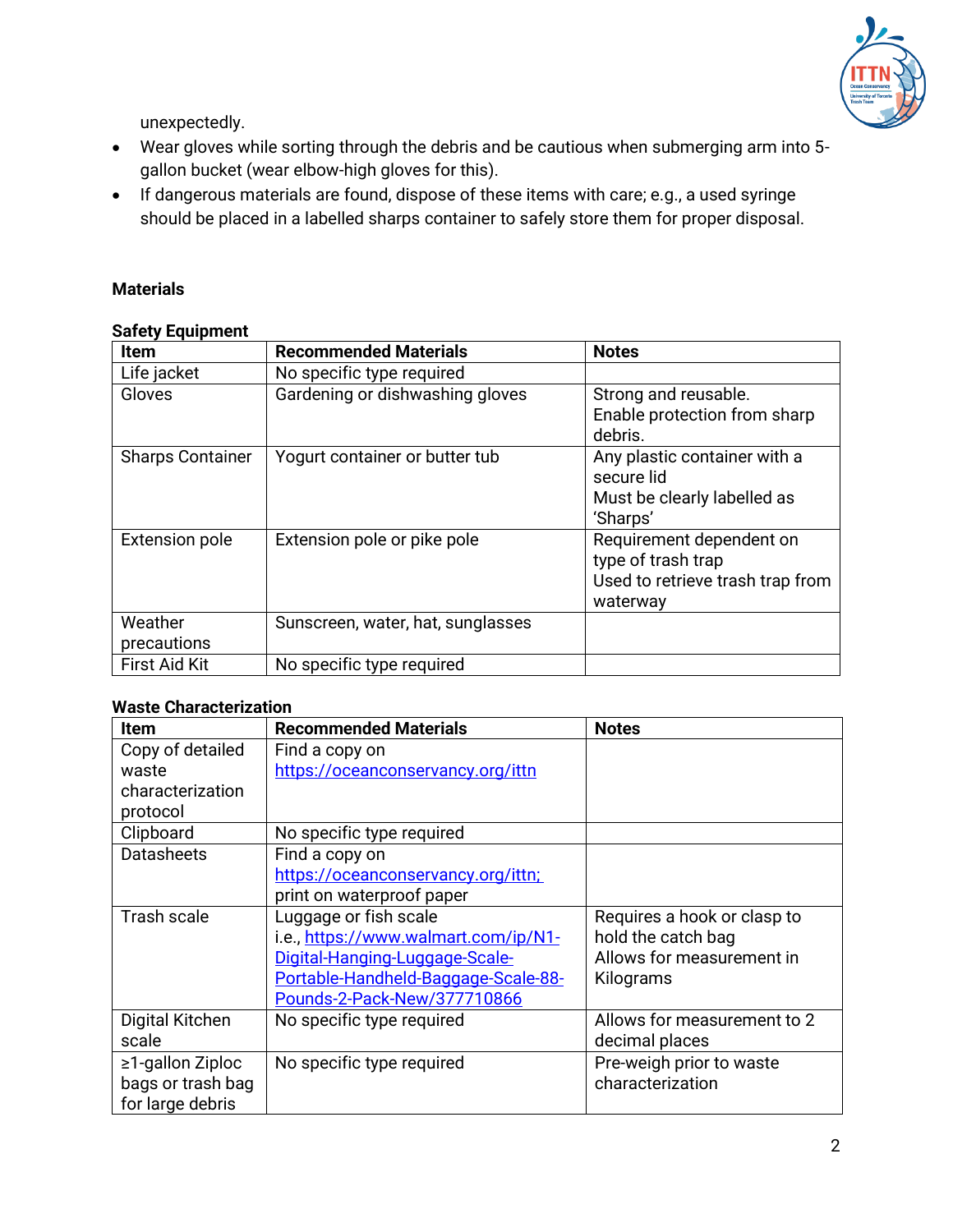unexpectedly.

- Wear gloves while sorting through the debris and be cautious when submerging arm into 5-gallon bucket (wear elbow-high gloves for this).
- If dangerous materials are found, dispose of these items with care; e.g., a used syringe should be placed in a labelled sharps container to safely store them for proper disposal.

## Materials

### Safety Equipment

| Item | Recommended Materials | Notes |
|---|---|---|
| Life jacket | No specific type required | |
| Gloves | Gardening or dishwashing gloves | Strong and reusable. Enable protection from sharp debris. |
| Sharps Container | Yogurt container or butter tub | Any plastic container with a secure lid Must be clearly labelled as 'Sharps' |
| Extension pole | Extension pole or pike pole | Requirement dependent on type of trash trap Used to retrieve trash trap from waterway |
| Weather precautions | Sunscreen, water, hat, sunglasses | |
| First Aid Kit | No specific type required | |

### Waste Characterization

| Item | Recommended Materials | Notes |
|---|---|---|
| Copy of detailed waste characterization protocol | Find a copy on https://oceanconservancy.org/ittn | |
| Clipboard | No specific type required | |
| Datasheets | Find a copy on https://oceanconservancy.org/ittn; print on waterproof paper | |
| Trash scale | Luggage or fish scale i.e., https://www.walmart.com/ip/N1-Digital-Hanging-Luggage-Scale-Portable-Handheld-Baggage-Scale-88-Pounds-2-Pack-New/377710866 | Requires a hook or clasp to hold the catch bag Allows for measurement in Kilograms |
| Digital Kitchen scale | No specific type required | Allows for measurement to 2 decimal places |
| ≥1-gallon Ziploc bags or trash bag for large debris | No specific type required | Pre-weigh prior to waste characterization |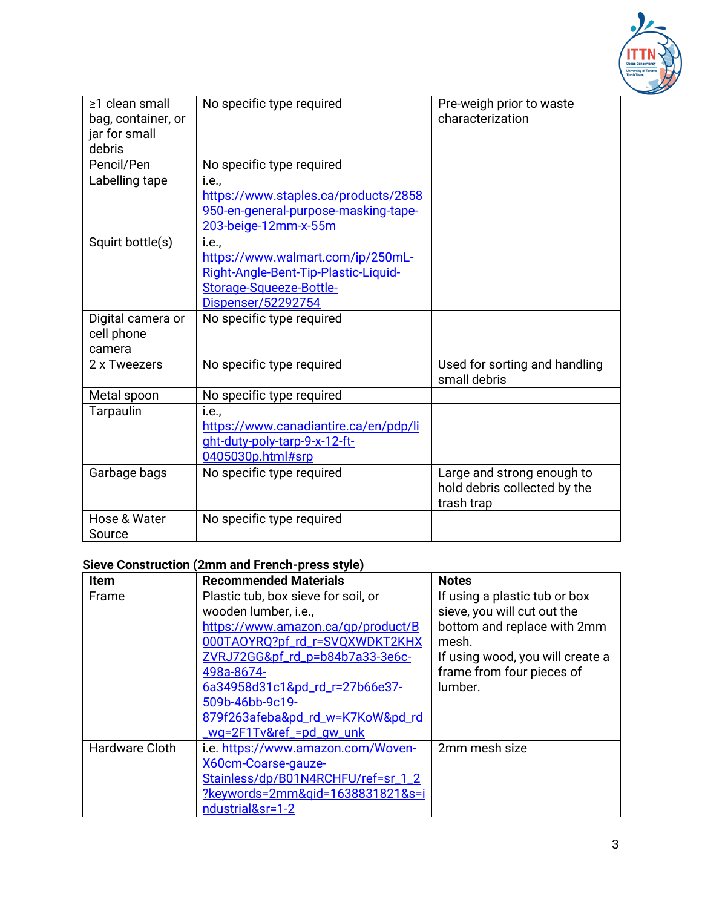| | | |
|---|---|---|
| ≥1 clean small bag, container, or jar for small debris | No specific type required | Pre-weigh prior to waste characterization |
| Pencil/Pen | No specific type required | |
| Labelling tape | i.e., https://www.staples.ca/products/2858950-en-general-purpose-masking-tape-203-beige-12mm-x-55m | |
| Squirt bottle(s) | i.e., https://www.walmart.com/ip/250mL-Right-Angle-Bent-Tip-Plastic-Liquid-Storage-Squeeze-Bottle-Dispenser/52292754 | |
| Digital camera or cell phone camera | No specific type required | |
| 2 x Tweezers | No specific type required | Used for sorting and handling small debris |
| Metal spoon | No specific type required | |
| Tarpaulin | i.e., https://www.canadiantire.ca/en/pdp/light-duty-poly-tarp-9-x-12-ft-0405030p.html#srp | |
| Garbage bags | No specific type required | Large and strong enough to hold debris collected by the trash trap |
| Hose & Water Source | No specific type required | |

**Sieve Construction (2mm and French-press style)**

| Item | Recommended Materials | Notes |
|---|---|---|
| Frame | Plastic tub, box sieve for soil, or wooden lumber, i.e., https://www.amazon.ca/gp/product/B000TAOYRQ?pf_rd_r=SVQXWDKT2KHXZVRJ72GG&pf_rd_p=b84b7a33-3e6c-498a-8674-6a34958d31c1&pd_rd_r=27b66e37-509b-46bb-9c19-879f263afeba&pd_rd_w=K7KoW&pd_rd_wg=2F1Tv&ref_=pd_gw_unk | If using a plastic tub or box sieve, you will cut out the bottom and replace with 2mm mesh.<br>If using wood, you will create a frame from four pieces of lumber. |
| Hardware Cloth | i.e. https://www.amazon.com/Woven-X60cm-Coarse-gauze-Stainless/dp/B01N4RCHFU/ref=sr_1_2?keywords=2mm&qid=1638831821&s=industrial&sr=1-2 | 2mm mesh size |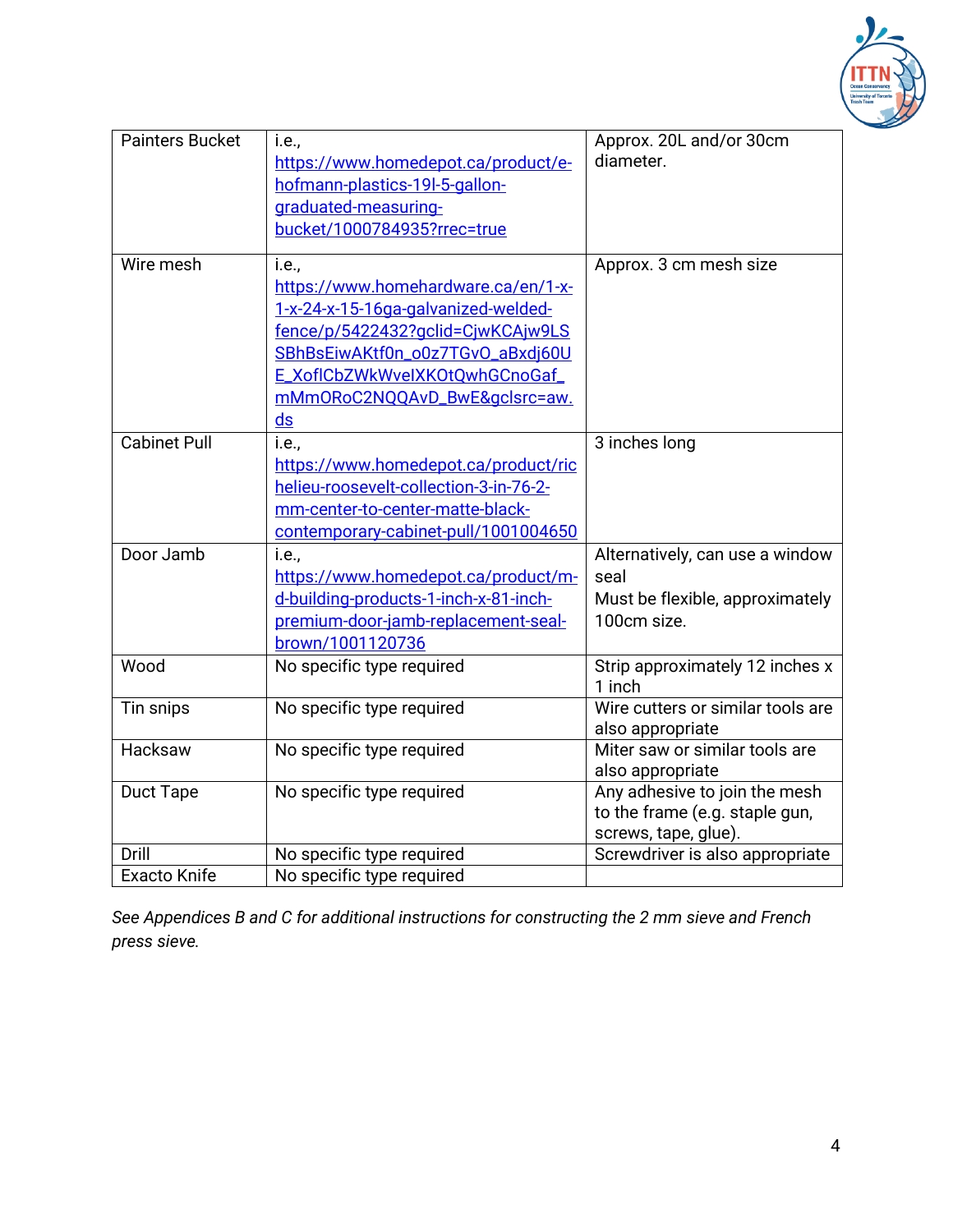| Painters Bucket | i.e., https://www.homedepot.ca/product/e-hofmann-plastics-19l-5-gallon-graduated-measuring-bucket/1000784935?rrec=true | Approx. 20L and/or 30cm diameter. |
|---|---|---|
| Wire mesh | i.e., https://www.homehardware.ca/en/1-x-1-x-24-x-15-16ga-galvanized-welded-fence/p/5422432?gclid=CjwKCAjw9LSSBhBsEiwAKtf0n_o0z7TGvO_aBxdj60UE_XoflCbZWkWveIXKOtQwhGCnoGaf_mMmORoC2NQQAvD_BwE&gclsrc=aw.ds | Approx. 3 cm mesh size |
| Cabinet Pull | i.e., https://www.homedepot.ca/product/richelieu-roosevelt-collection-3-in-76-2-mm-center-to-center-matte-black-contemporary-cabinet-pull/1001004650 | 3 inches long |
| Door Jamb | i.e., https://www.homedepot.ca/product/m-d-building-products-1-inch-x-81-inch-premium-door-jamb-replacement-seal-brown/1001120736 | Alternatively, can use a window seal<br>Must be flexible, approximately 100cm size. |
| Wood | No specific type required | Strip approximately 12 inches x 1 inch |
| Tin snips | No specific type required | Wire cutters or similar tools are also appropriate |
| Hacksaw | No specific type required | Miter saw or similar tools are also appropriate |
| Duct Tape | No specific type required | Any adhesive to join the mesh to the frame (e.g. staple gun, screws, tape, glue). |
| Drill | No specific type required | Screwdriver is also appropriate |
| Exacto Knife | No specific type required | |

*See Appendices B and C for additional instructions for constructing the 2 mm sieve and French press sieve.*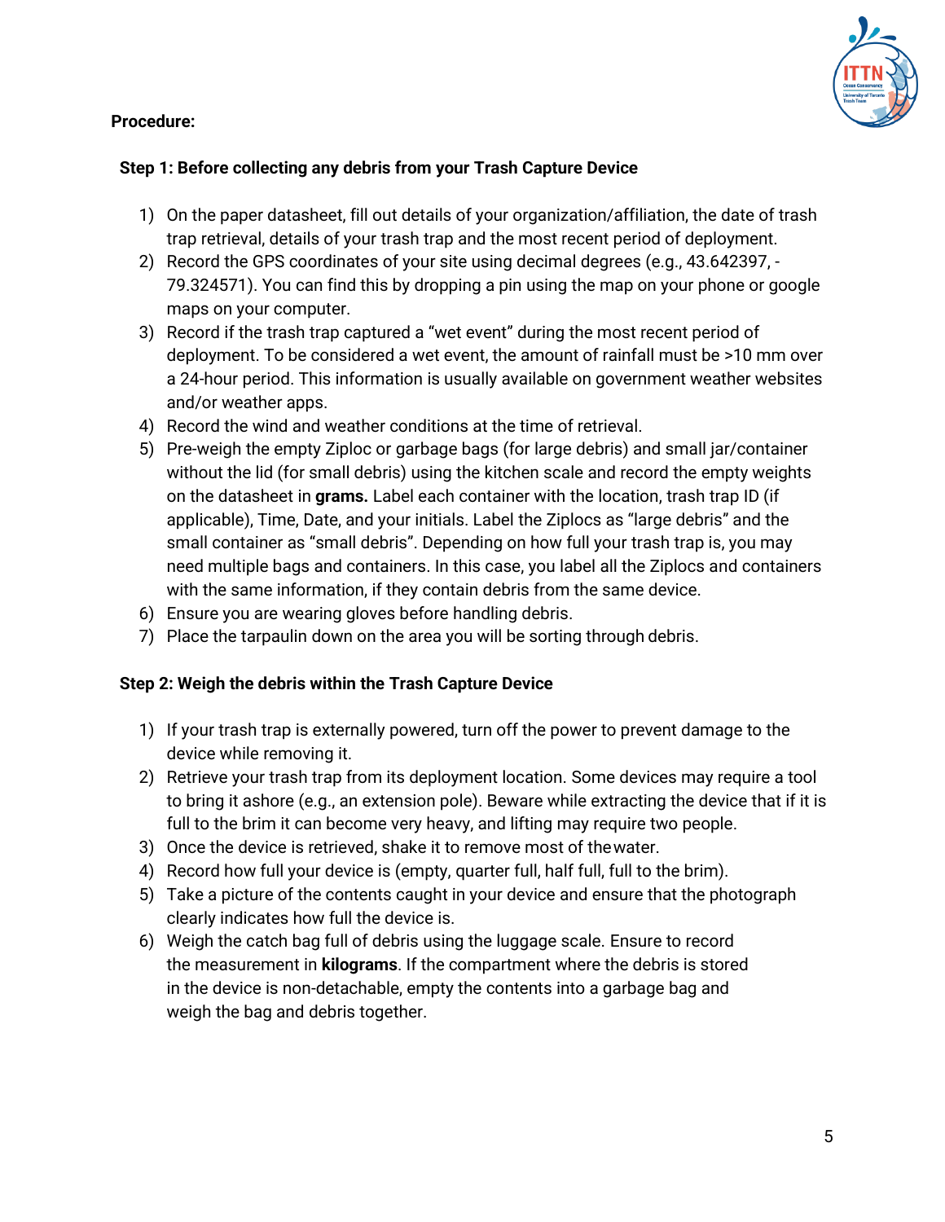**Procedure:**

**Step 1: Before collecting any debris from your Trash Capture Device**

1) On the paper datasheet, fill out details of your organization/affiliation, the date of trash trap retrieval, details of your trash trap and the most recent period of deployment.
2) Record the GPS coordinates of your site using decimal degrees (e.g., 43.642397, -79.324571). You can find this by dropping a pin using the map on your phone or google maps on your computer.
3) Record if the trash trap captured a "wet event" during the most recent period of deployment. To be considered a wet event, the amount of rainfall must be >10 mm over a 24-hour period. This information is usually available on government weather websites and/or weather apps.
4) Record the wind and weather conditions at the time of retrieval.
5) Pre-weigh the empty Ziploc or garbage bags (for large debris) and small jar/container without the lid (for small debris) using the kitchen scale and record the empty weights on the datasheet in **grams.** Label each container with the location, trash trap ID (if applicable), Time, Date, and your initials. Label the Ziplocs as "large debris" and the small container as "small debris". Depending on how full your trash trap is, you may need multiple bags and containers. In this case, you label all the Ziplocs and containers with the same information, if they contain debris from the same device.
6) Ensure you are wearing gloves before handling debris.
7) Place the tarpaulin down on the area you will be sorting through debris.

**Step 2: Weigh the debris within the Trash Capture Device**

1) If your trash trap is externally powered, turn off the power to prevent damage to the device while removing it.
2) Retrieve your trash trap from its deployment location. Some devices may require a tool to bring it ashore (e.g., an extension pole). Beware while extracting the device that if it is full to the brim it can become very heavy, and lifting may require two people.
3) Once the device is retrieved, shake it to remove most of the water.
4) Record how full your device is (empty, quarter full, half full, full to the brim).
5) Take a picture of the contents caught in your device and ensure that the photograph clearly indicates how full the device is.
6) Weigh the catch bag full of debris using the luggage scale. Ensure to record the measurement in **kilograms**. If the compartment where the debris is stored in the device is non-detachable, empty the contents into a garbage bag and weigh the bag and debris together.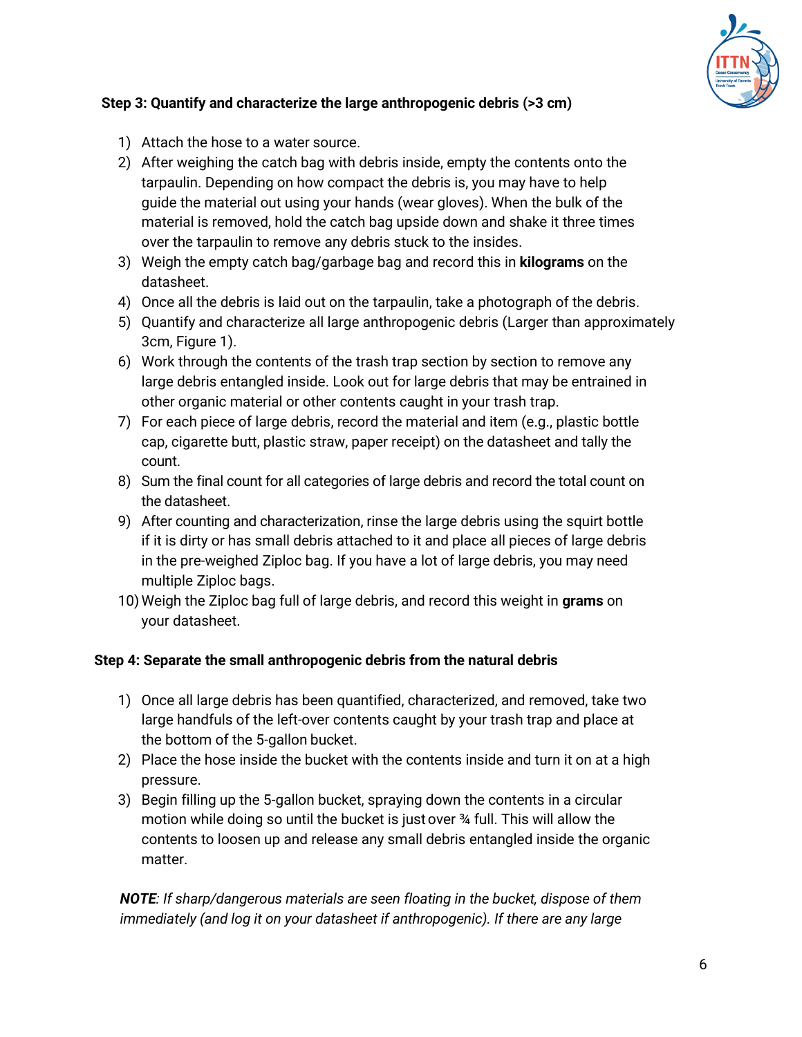**Step 3: Quantify and characterize the large anthropogenic debris (>3 cm)**

1) Attach the hose to a water source.
2) After weighing the catch bag with debris inside, empty the contents onto the tarpaulin. Depending on how compact the debris is, you may have to help guide the material out using your hands (wear gloves). When the bulk of the material is removed, hold the catch bag upside down and shake it three times over the tarpaulin to remove any debris stuck to the insides.
3) Weigh the empty catch bag/garbage bag and record this in **kilograms** on the datasheet.
4) Once all the debris is laid out on the tarpaulin, take a photograph of the debris.
5) Quantify and characterize all large anthropogenic debris (Larger than approximately 3cm, Figure 1).
6) Work through the contents of the trash trap section by section to remove any large debris entangled inside. Look out for large debris that may be entrained in other organic material or other contents caught in your trash trap.
7) For each piece of large debris, record the material and item (e.g., plastic bottle cap, cigarette butt, plastic straw, paper receipt) on the datasheet and tally the count.
8) Sum the final count for all categories of large debris and record the total count on the datasheet.
9) After counting and characterization, rinse the large debris using the squirt bottle if it is dirty or has small debris attached to it and place all pieces of large debris in the pre-weighed Ziploc bag. If you have a lot of large debris, you may need multiple Ziploc bags.
10) Weigh the Ziploc bag full of large debris, and record this weight in **grams** on your datasheet.

**Step 4: Separate the small anthropogenic debris from the natural debris**

1) Once all large debris has been quantified, characterized, and removed, take two large handfuls of the left-over contents caught by your trash trap and place at the bottom of the 5-gallon bucket.
2) Place the hose inside the bucket with the contents inside and turn it on at a high pressure.
3) Begin filling up the 5-gallon bucket, spraying down the contents in a circular motion while doing so until the bucket is just over ¾ full. This will allow the contents to loosen up and release any small debris entangled inside the organic matter.

***NOTE**: If sharp/dangerous materials are seen floating in the bucket, dispose of them immediately (and log it on your datasheet if anthropogenic). If there are any large*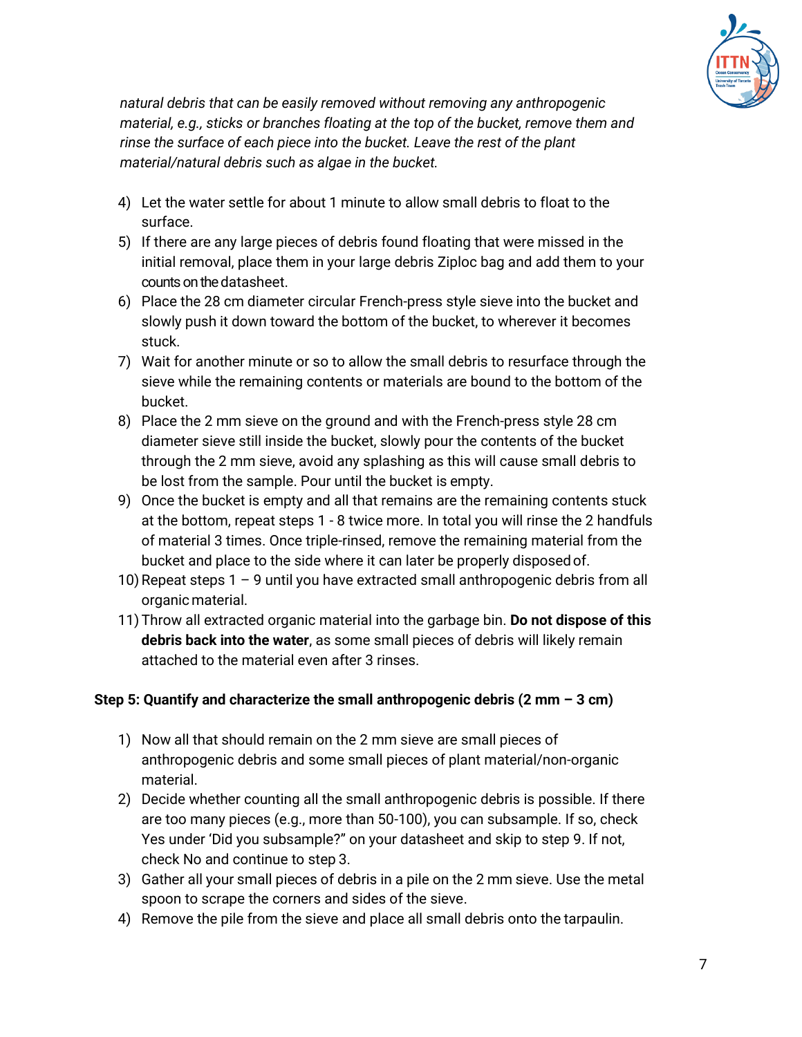*natural debris that can be easily removed without removing any anthropogenic material, e.g., sticks or branches floating at the top of the bucket, remove them and rinse the surface of each piece into the bucket. Leave the rest of the plant material/natural debris such as algae in the bucket.*

4) Let the water settle for about 1 minute to allow small debris to float to the surface.
5) If there are any large pieces of debris found floating that were missed in the initial removal, place them in your large debris Ziploc bag and add them to your counts on the datasheet.
6) Place the 28 cm diameter circular French-press style sieve into the bucket and slowly push it down toward the bottom of the bucket, to wherever it becomes stuck.
7) Wait for another minute or so to allow the small debris to resurface through the sieve while the remaining contents or materials are bound to the bottom of the bucket.
8) Place the 2 mm sieve on the ground and with the French-press style 28 cm diameter sieve still inside the bucket, slowly pour the contents of the bucket through the 2 mm sieve, avoid any splashing as this will cause small debris to be lost from the sample. Pour until the bucket is empty.
9) Once the bucket is empty and all that remains are the remaining contents stuck at the bottom, repeat steps 1 - 8 twice more. In total you will rinse the 2 handfuls of material 3 times. Once triple-rinsed, remove the remaining material from the bucket and place to the side where it can later be properly disposed of.
10) Repeat steps 1 – 9 until you have extracted small anthropogenic debris from all organic material.
11) Throw all extracted organic material into the garbage bin. **Do not dispose of this debris back into the water**, as some small pieces of debris will likely remain attached to the material even after 3 rinses.

**Step 5: Quantify and characterize the small anthropogenic debris (2 mm – 3 cm)**

1) Now all that should remain on the 2 mm sieve are small pieces of anthropogenic debris and some small pieces of plant material/non-organic material.
2) Decide whether counting all the small anthropogenic debris is possible. If there are too many pieces (e.g., more than 50-100), you can subsample. If so, check Yes under 'Did you subsample?" on your datasheet and skip to step 9. If not, check No and continue to step 3.
3) Gather all your small pieces of debris in a pile on the 2 mm sieve. Use the metal spoon to scrape the corners and sides of the sieve.
4) Remove the pile from the sieve and place all small debris onto the tarpaulin.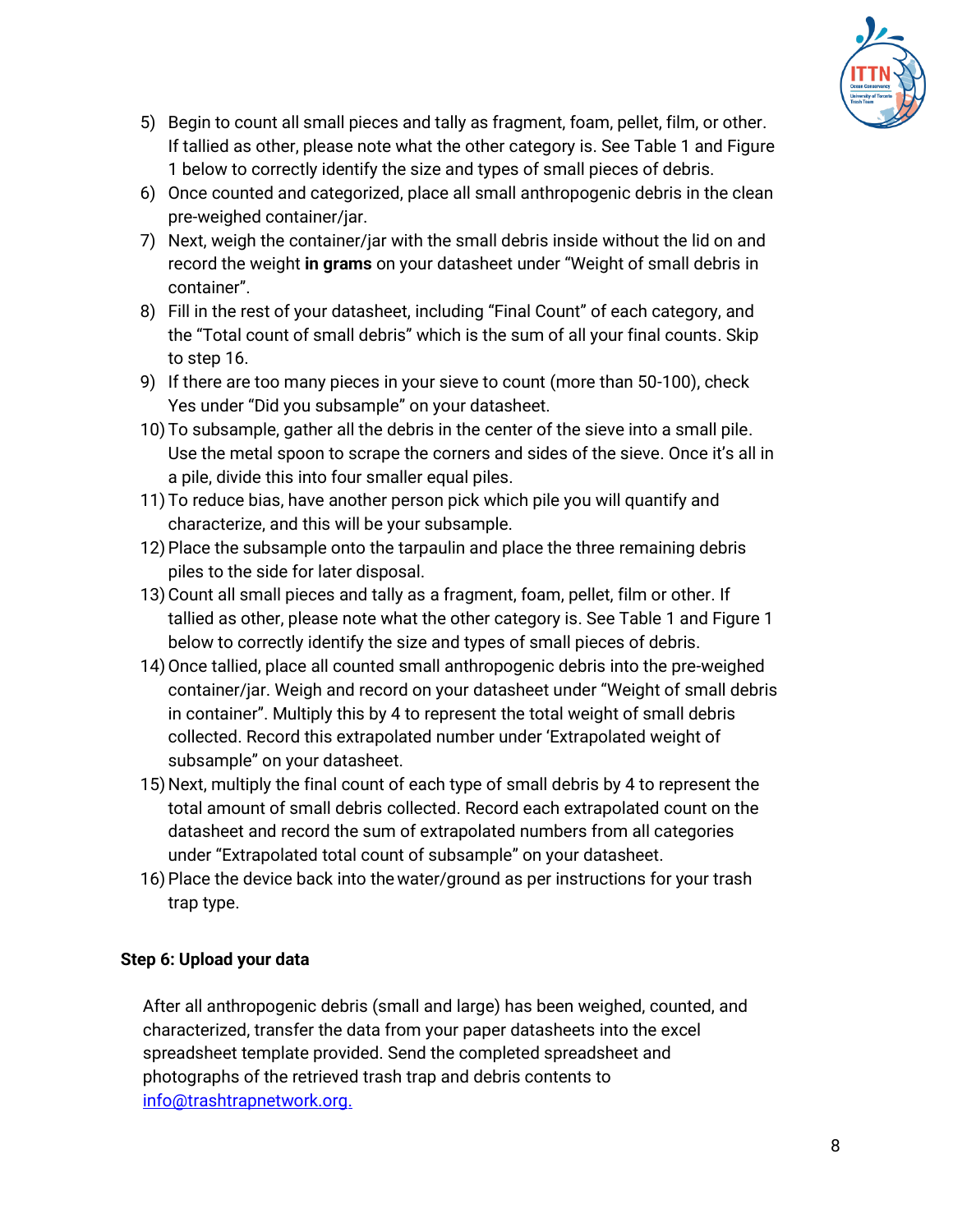5) Begin to count all small pieces and tally as fragment, foam, pellet, film, or other. If tallied as other, please note what the other category is. See Table 1 and Figure 1 below to correctly identify the size and types of small pieces of debris.
6) Once counted and categorized, place all small anthropogenic debris in the clean pre-weighed container/jar.
7) Next, weigh the container/jar with the small debris inside without the lid on and record the weight **in grams** on your datasheet under "Weight of small debris in container".
8) Fill in the rest of your datasheet, including "Final Count" of each category, and the "Total count of small debris" which is the sum of all your final counts. Skip to step 16.
9) If there are too many pieces in your sieve to count (more than 50-100), check Yes under "Did you subsample" on your datasheet.
10) To subsample, gather all the debris in the center of the sieve into a small pile. Use the metal spoon to scrape the corners and sides of the sieve. Once it's all in a pile, divide this into four smaller equal piles.
11) To reduce bias, have another person pick which pile you will quantify and characterize, and this will be your subsample.
12) Place the subsample onto the tarpaulin and place the three remaining debris piles to the side for later disposal.
13) Count all small pieces and tally as a fragment, foam, pellet, film or other. If tallied as other, please note what the other category is. See Table 1 and Figure 1 below to correctly identify the size and types of small pieces of debris.
14) Once tallied, place all counted small anthropogenic debris into the pre-weighed container/jar. Weigh and record on your datasheet under "Weight of small debris in container". Multiply this by 4 to represent the total weight of small debris collected. Record this extrapolated number under 'Extrapolated weight of subsample" on your datasheet.
15) Next, multiply the final count of each type of small debris by 4 to represent the total amount of small debris collected. Record each extrapolated count on the datasheet and record the sum of extrapolated numbers from all categories under "Extrapolated total count of subsample" on your datasheet.
16) Place the device back into the water/ground as per instructions for your trash trap type.

### Step 6: Upload your data

After all anthropogenic debris (small and large) has been weighed, counted, and characterized, transfer the data from your paper datasheets into the excel spreadsheet template provided. Send the completed spreadsheet and photographs of the retrieved trash trap and debris contents to info@trashtrapnetwork.org.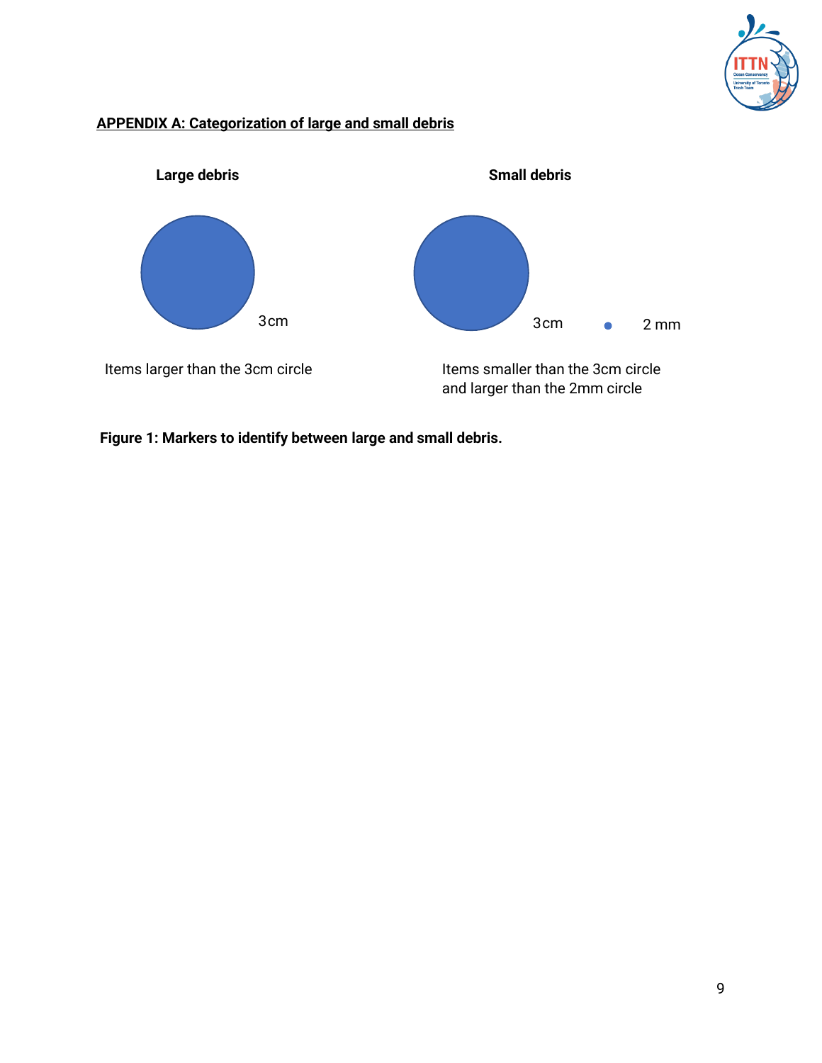## APPENDIX A: Categorization of large and small debris

**Large debris**

3cm

Items larger than the 3cm circle

**Small debris**

3cm

2 mm

Items smaller than the 3cm circle and larger than the 2mm circle

**Figure 1: Markers to identify between large and small debris.**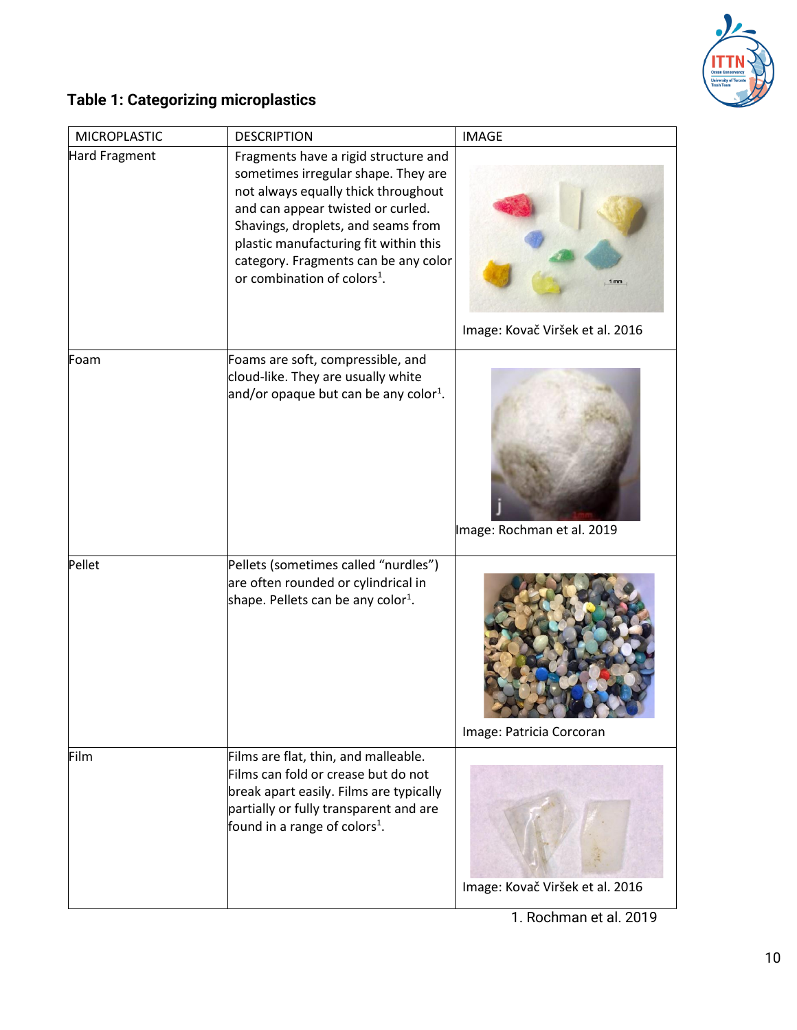## Table 1: Categorizing microplastics

| MICROPLASTIC | DESCRIPTION | IMAGE |
|---|---|---|
| Hard Fragment | Fragments have a rigid structure and sometimes irregular shape. They are not always equally thick throughout and can appear twisted or curled. Shavings, droplets, and seams from plastic manufacturing fit within this category. Fragments can be any color or combination of colors[1]. | Image: Kovač Viršek et al. 2016 |
| Foam | Foams are soft, compressible, and cloud-like. They are usually white and/or opaque but can be any color[1]. | Image: Rochman et al. 2019 |
| Pellet | Pellets (sometimes called "nurdles") are often rounded or cylindrical in shape. Pellets can be any color[1]. | Image: Patricia Corcoran |
| Film | Films are flat, thin, and malleable. Films can fold or crease but do not break apart easily. Films are typically partially or fully transparent and are found in a range of colors[1]. | Image: Kovač Viršek et al. 2016 |

1. Rochman et al. 2019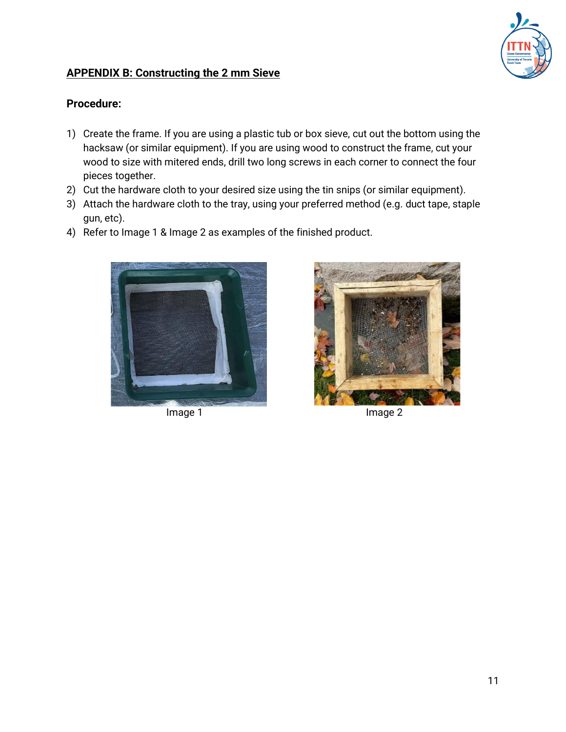## APPENDIX B: Constructing the 2 mm Sieve

**Procedure:**

1) Create the frame. If you are using a plastic tub or box sieve, cut out the bottom using the hacksaw (or similar equipment). If you are using wood to construct the frame, cut your wood to size with mitered ends, drill two long screws in each corner to connect the four pieces together.
2) Cut the hardware cloth to your desired size using the tin snips (or similar equipment).
3) Attach the hardware cloth to the tray, using your preferred method (e.g. duct tape, staple gun, etc).
4) Refer to Image 1 & Image 2 as examples of the finished product.

Image 1

Image 2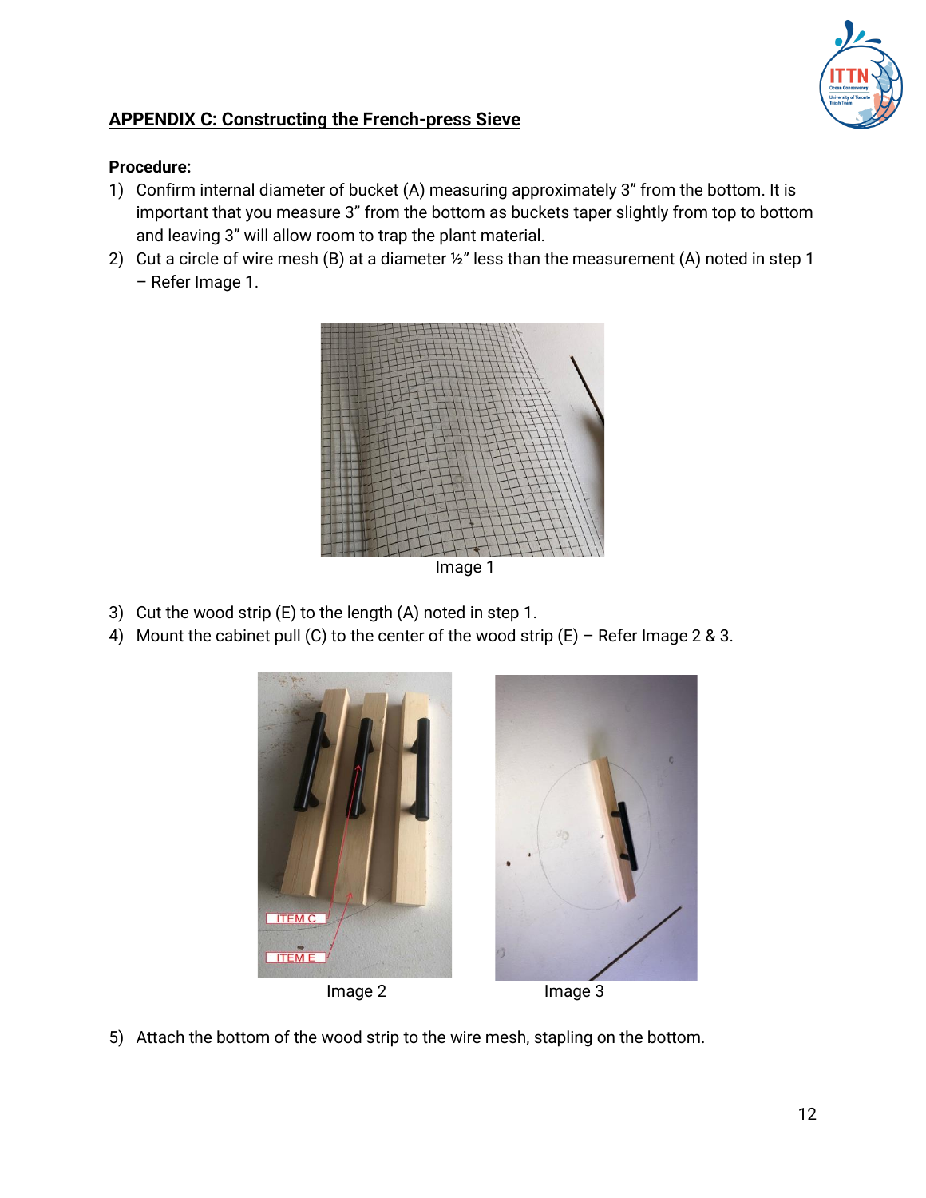## APPENDIX C: Constructing the French-press Sieve

**Procedure:**

1) Confirm internal diameter of bucket (A) measuring approximately 3” from the bottom. It is important that you measure 3” from the bottom as buckets taper slightly from top to bottom and leaving 3” will allow room to trap the plant material.
2) Cut a circle of wire mesh (B) at a diameter ½” less than the measurement (A) noted in step 1 – Refer Image 1.

Image 1

3) Cut the wood strip (E) to the length (A) noted in step 1.
4) Mount the cabinet pull (C) to the center of the wood strip (E) – Refer Image 2 & 3.

Image 2

Image 3

5) Attach the bottom of the wood strip to the wire mesh, stapling on the bottom.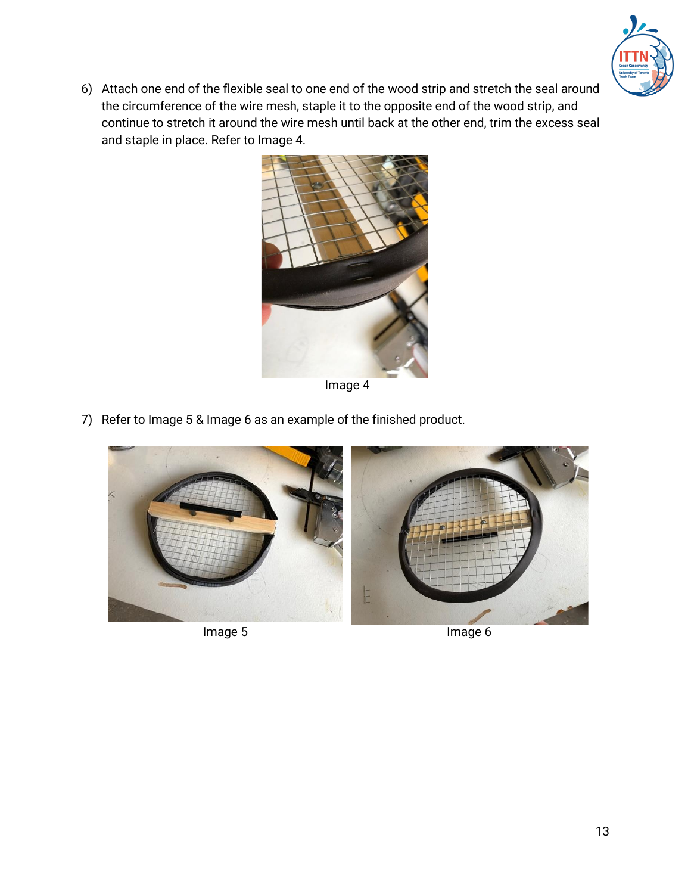6) Attach one end of the flexible seal to one end of the wood strip and stretch the seal around the circumference of the wire mesh, staple it to the opposite end of the wood strip, and continue to stretch it around the wire mesh until back at the other end, trim the excess seal and staple in place. Refer to Image 4.

Image 4

7) Refer to Image 5 & Image 6 as an example of the finished product.

Image 5

Image 6